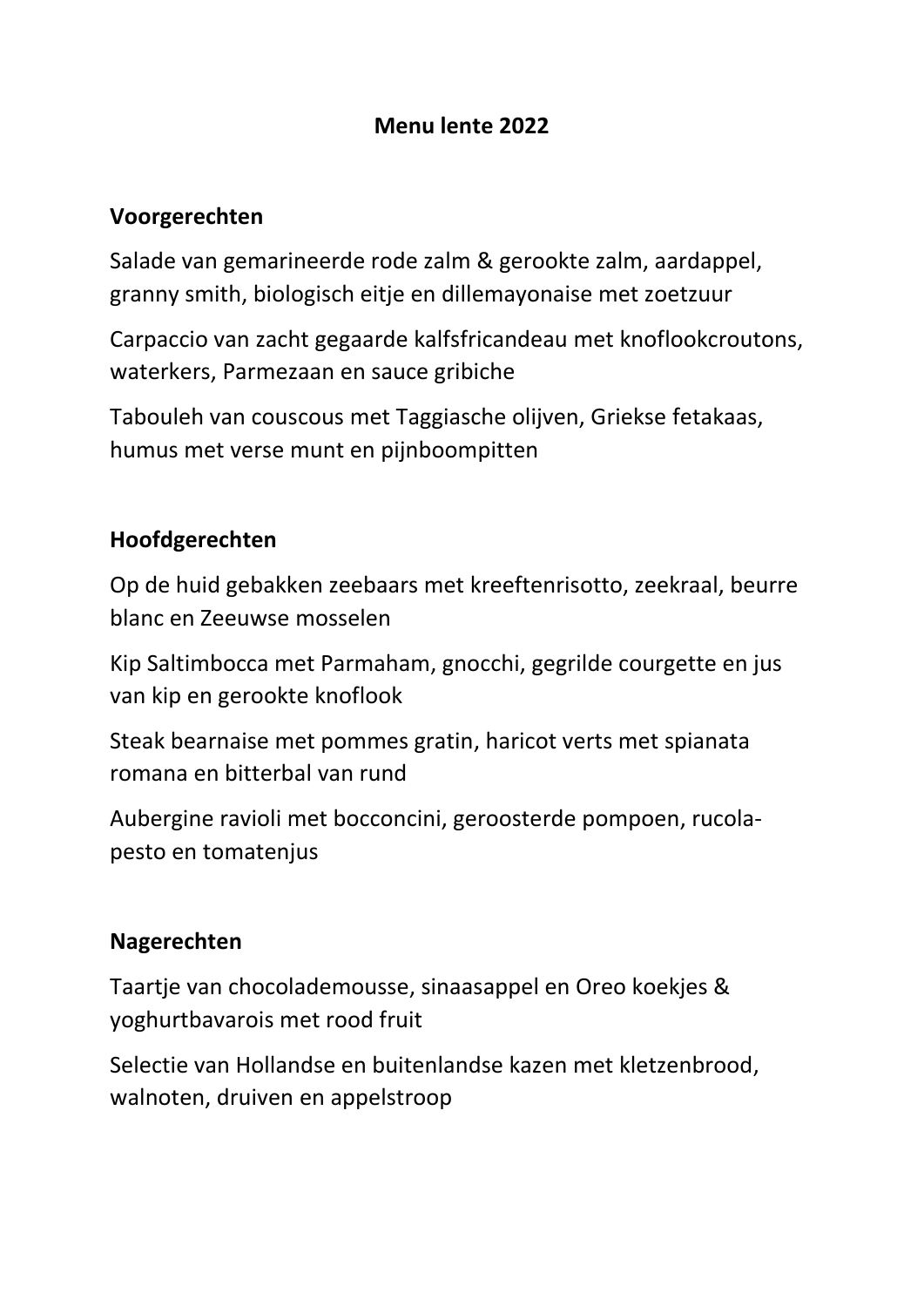# Menu lente 2022

## Voorgerechten

Salade van gemarineerde rode zalm & gerookte zalm, aardappel, granny smith, biologisch eitje en dillemayonaise met zoetzuur

Carpaccio van zacht gegaarde kalfsfricandeau met knoflookcroutons, waterkers, Parmezaan en sauce gribiche

Tabouleh van couscous met Taggiasche olijven, Griekse fetakaas, humus met verse munt en pijnboompitten

## Hoofdgerechten

Op de huid gebakken zeebaars met kreeftenrisotto, zeekraal, beurre blanc en Zeeuwse mosselen

Kip Saltimbocca met Parmaham, gnocchi, gegrilde courgette en jus van kip en gerookte knoflook

Steak bearnaise met pommes gratin, haricot verts met spianata romana en bitterbal van rund

Aubergine ravioli met bocconcini, geroosterde pompoen, rucola-pesto en tomatenjus

## Nagerechten

Taartje van chocolademousse, sinaasappel en Oreo koekjes & yoghurtbavarois met rood fruit

Selectie van Hollandse en buitenlandse kazen met kletzenbrood, walnoten, druiven en appelstroop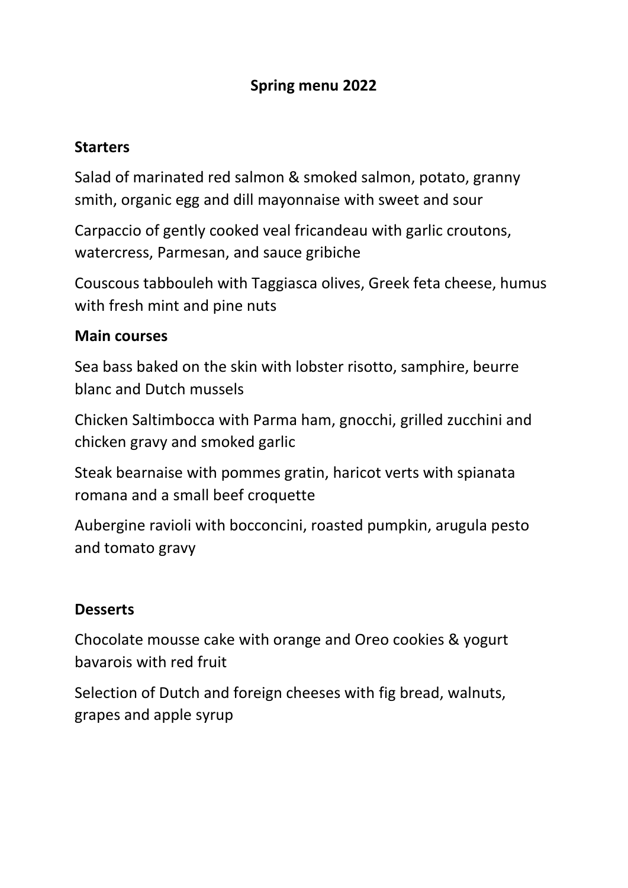# Spring menu 2022

## Starters

Salad of marinated red salmon & smoked salmon, potato, granny smith, organic egg and dill mayonnaise with sweet and sour

Carpaccio of gently cooked veal fricandeau with garlic croutons, watercress, Parmesan, and sauce gribiche

Couscous tabbouleh with Taggiasca olives, Greek feta cheese, humus with fresh mint and pine nuts

## Main courses

Sea bass baked on the skin with lobster risotto, samphire, beurre blanc and Dutch mussels

Chicken Saltimbocca with Parma ham, gnocchi, grilled zucchini and chicken gravy and smoked garlic

Steak bearnaise with pommes gratin, haricot verts with spianata romana and a small beef croquette

Aubergine ravioli with bocconcini, roasted pumpkin, arugula pesto and tomato gravy

## Desserts

Chocolate mousse cake with orange and Oreo cookies & yogurt bavarois with red fruit

Selection of Dutch and foreign cheeses with fig bread, walnuts, grapes and apple syrup